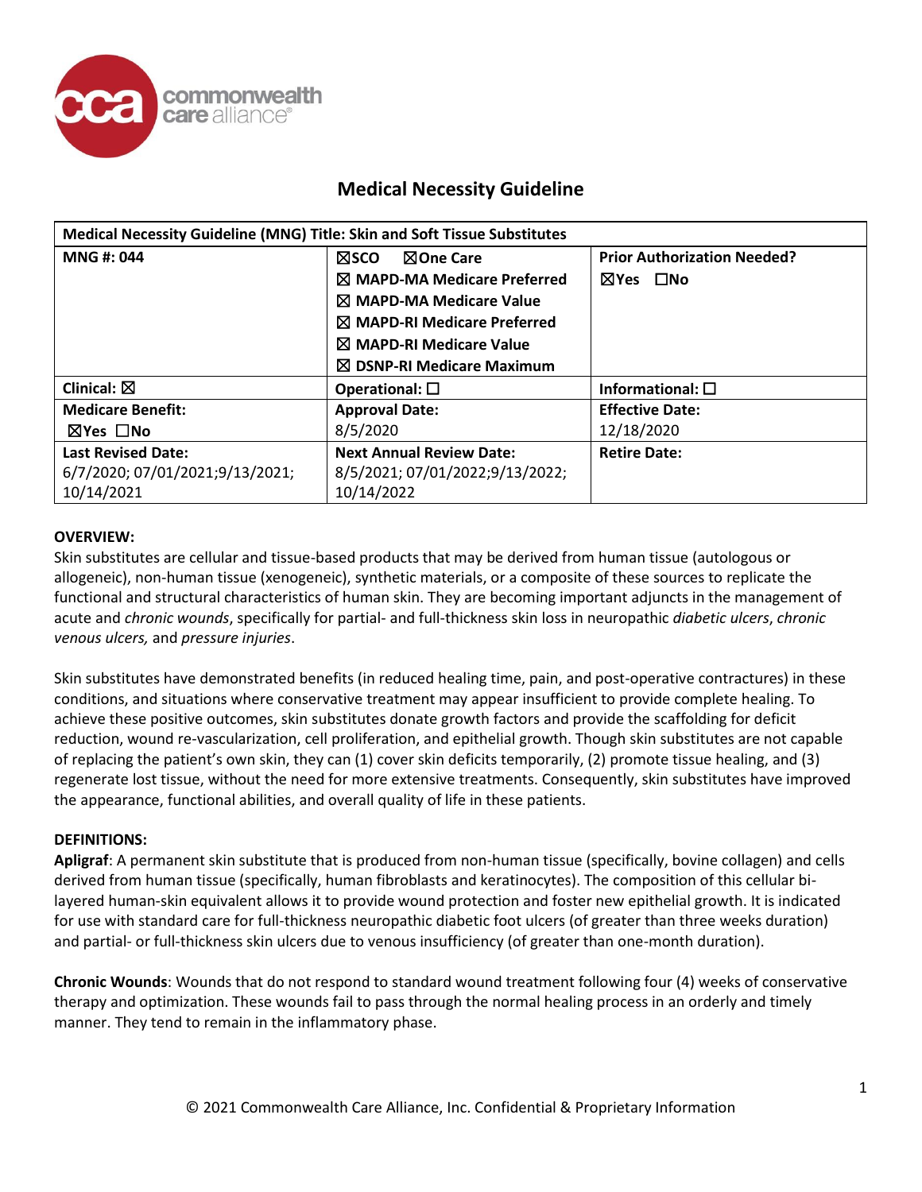# Medical Necessity Guideline

| Medical Necessity Guideline (MNG) Title: Skin and Soft Tissue Substitutes | | |
|---|---|---|
| **MNG #: 044** | ☒**SCO** ☒**One Care**<br>☒ **MAPD-MA Medicare Preferred**<br>☒ **MAPD-MA Medicare Value**<br>☒ **MAPD-RI Medicare Preferred**<br>☒ **MAPD-RI Medicare Value**<br>☒ **DSNP-RI Medicare Maximum** | **Prior Authorization Needed?**<br>☒**Yes** ☐**No** |
| **Clinical:** ☒ | **Operational:** ☐ | **Informational:** ☐ |
| **Medicare Benefit:**<br>☒**Yes** ☐**No** | **Approval Date:**<br>8/5/2020 | **Effective Date:**<br>12/18/2020 |
| **Last Revised Date:**<br>6/7/2020; 07/01/2021;9/13/2021; 10/14/2021 | **Next Annual Review Date:**<br>8/5/2021; 07/01/2022;9/13/2022; 10/14/2022 | **Retire Date:** |

**OVERVIEW:**

Skin substitutes are cellular and tissue-based products that may be derived from human tissue (autologous or allogeneic), non-human tissue (xenogeneic), synthetic materials, or a composite of these sources to replicate the functional and structural characteristics of human skin. They are becoming important adjuncts in the management of acute and *chronic wounds*, specifically for partial- and full-thickness skin loss in neuropathic *diabetic ulcers*, *chronic venous ulcers,* and *pressure injuries*.

Skin substitutes have demonstrated benefits (in reduced healing time, pain, and post-operative contractures) in these conditions, and situations where conservative treatment may appear insufficient to provide complete healing. To achieve these positive outcomes, skin substitutes donate growth factors and provide the scaffolding for deficit reduction, wound re-vascularization, cell proliferation, and epithelial growth. Though skin substitutes are not capable of replacing the patient's own skin, they can (1) cover skin deficits temporarily, (2) promote tissue healing, and (3) regenerate lost tissue, without the need for more extensive treatments. Consequently, skin substitutes have improved the appearance, functional abilities, and overall quality of life in these patients.

**DEFINITIONS:**

**Apligraf**: A permanent skin substitute that is produced from non-human tissue (specifically, bovine collagen) and cells derived from human tissue (specifically, human fibroblasts and keratinocytes). The composition of this cellular bi-layered human-skin equivalent allows it to provide wound protection and foster new epithelial growth. It is indicated for use with standard care for full-thickness neuropathic diabetic foot ulcers (of greater than three weeks duration) and partial- or full-thickness skin ulcers due to venous insufficiency (of greater than one-month duration).

**Chronic Wounds**: Wounds that do not respond to standard wound treatment following four (4) weeks of conservative therapy and optimization. These wounds fail to pass through the normal healing process in an orderly and timely manner. They tend to remain in the inflammatory phase.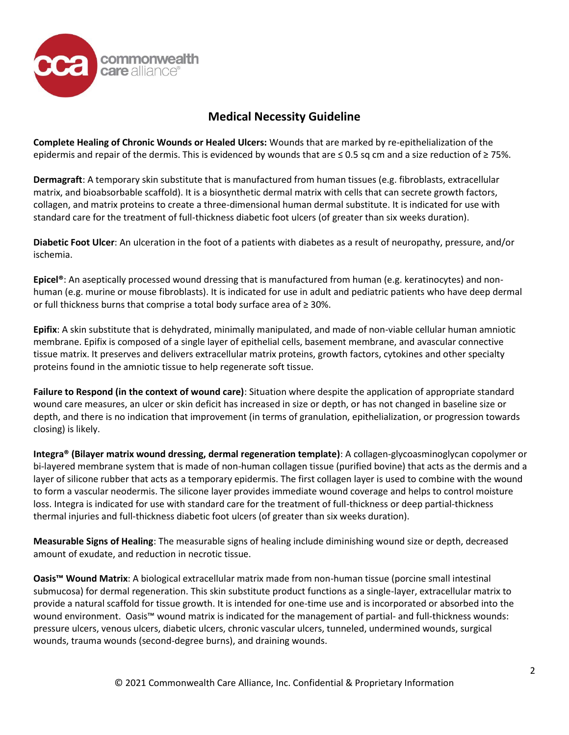## Medical Necessity Guideline

**Complete Healing of Chronic Wounds or Healed Ulcers:** Wounds that are marked by re-epithelialization of the epidermis and repair of the dermis. This is evidenced by wounds that are ≤ 0.5 sq cm and a size reduction of ≥ 75%.

**Dermagraft**: A temporary skin substitute that is manufactured from human tissues (e.g. fibroblasts, extracellular matrix, and bioabsorbable scaffold). It is a biosynthetic dermal matrix with cells that can secrete growth factors, collagen, and matrix proteins to create a three-dimensional human dermal substitute. It is indicated for use with standard care for the treatment of full-thickness diabetic foot ulcers (of greater than six weeks duration).

**Diabetic Foot Ulcer**: An ulceration in the foot of a patients with diabetes as a result of neuropathy, pressure, and/or ischemia.

**Epicel®**: An aseptically processed wound dressing that is manufactured from human (e.g. keratinocytes) and non-human (e.g. murine or mouse fibroblasts). It is indicated for use in adult and pediatric patients who have deep dermal or full thickness burns that comprise a total body surface area of ≥ 30%.

**Epifix**: A skin substitute that is dehydrated, minimally manipulated, and made of non-viable cellular human amniotic membrane. Epifix is composed of a single layer of epithelial cells, basement membrane, and avascular connective tissue matrix. It preserves and delivers extracellular matrix proteins, growth factors, cytokines and other specialty proteins found in the amniotic tissue to help regenerate soft tissue.

**Failure to Respond (in the context of wound care)**: Situation where despite the application of appropriate standard wound care measures, an ulcer or skin deficit has increased in size or depth, or has not changed in baseline size or depth, and there is no indication that improvement (in terms of granulation, epithelialization, or progression towards closing) is likely.

**Integra® (Bilayer matrix wound dressing, dermal regeneration template)**: A collagen-glycoasminoglycan copolymer or bi-layered membrane system that is made of non-human collagen tissue (purified bovine) that acts as the dermis and a layer of silicone rubber that acts as a temporary epidermis. The first collagen layer is used to combine with the wound to form a vascular neodermis. The silicone layer provides immediate wound coverage and helps to control moisture loss. Integra is indicated for use with standard care for the treatment of full-thickness or deep partial-thickness thermal injuries and full-thickness diabetic foot ulcers (of greater than six weeks duration).

**Measurable Signs of Healing**: The measurable signs of healing include diminishing wound size or depth, decreased amount of exudate, and reduction in necrotic tissue.

**Oasis™ Wound Matrix**: A biological extracellular matrix made from non-human tissue (porcine small intestinal submucosa) for dermal regeneration. This skin substitute product functions as a single-layer, extracellular matrix to provide a natural scaffold for tissue growth. It is intended for one-time use and is incorporated or absorbed into the wound environment. Oasis™ wound matrix is indicated for the management of partial- and full-thickness wounds: pressure ulcers, venous ulcers, diabetic ulcers, chronic vascular ulcers, tunneled, undermined wounds, surgical wounds, trauma wounds (second-degree burns), and draining wounds.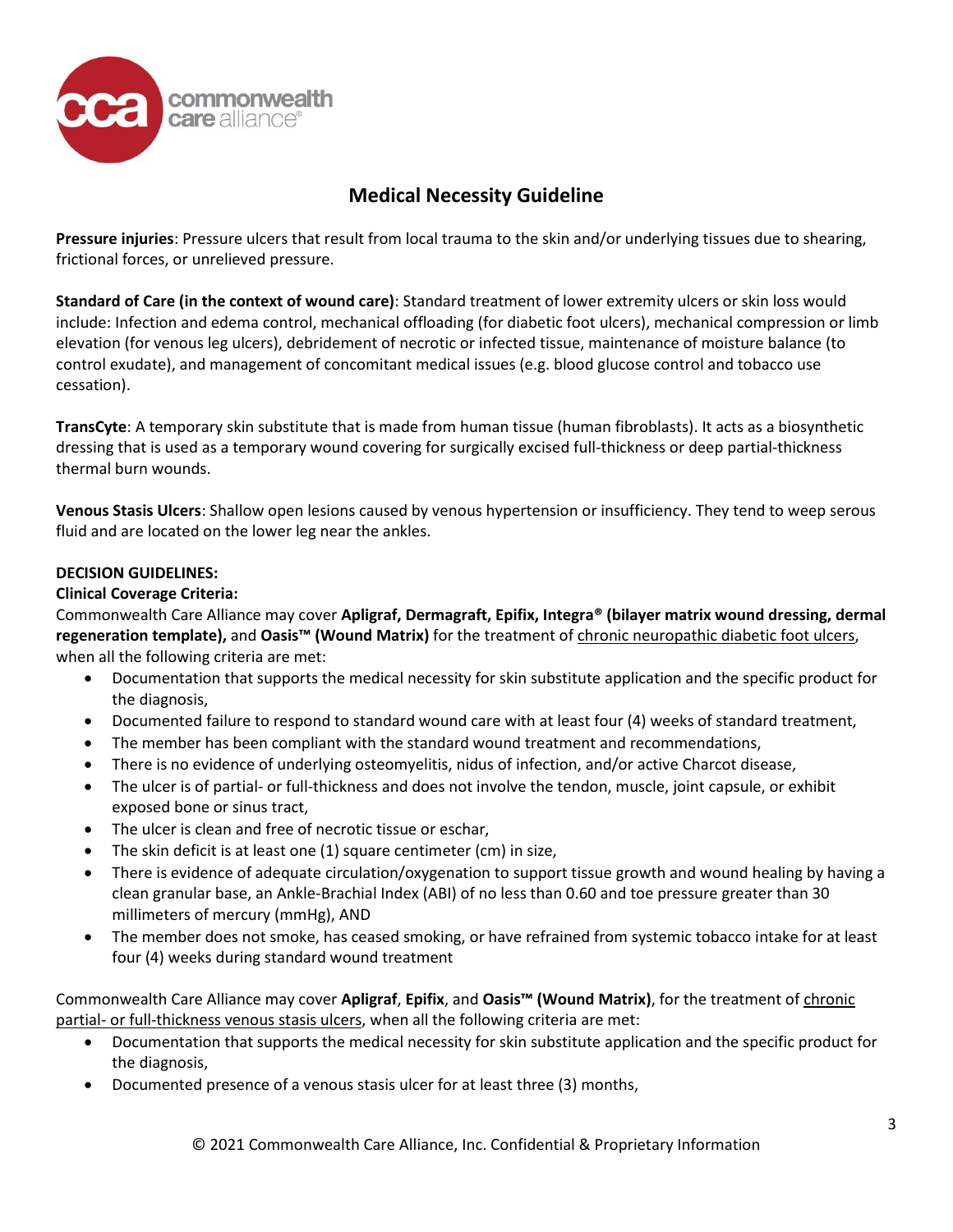## Medical Necessity Guideline

**Pressure injuries**: Pressure ulcers that result from local trauma to the skin and/or underlying tissues due to shearing, frictional forces, or unrelieved pressure.

**Standard of Care (in the context of wound care)**: Standard treatment of lower extremity ulcers or skin loss would include: Infection and edema control, mechanical offloading (for diabetic foot ulcers), mechanical compression or limb elevation (for venous leg ulcers), debridement of necrotic or infected tissue, maintenance of moisture balance (to control exudate), and management of concomitant medical issues (e.g. blood glucose control and tobacco use cessation).

**TransCyte**: A temporary skin substitute that is made from human tissue (human fibroblasts). It acts as a biosynthetic dressing that is used as a temporary wound covering for surgically excised full-thickness or deep partial-thickness thermal burn wounds.

**Venous Stasis Ulcers**: Shallow open lesions caused by venous hypertension or insufficiency. They tend to weep serous fluid and are located on the lower leg near the ankles.

**DECISION GUIDELINES:**

**Clinical Coverage Criteria:**

Commonwealth Care Alliance may cover **Apligraf, Dermagraft, Epifix, Integra® (bilayer matrix wound dressing, dermal regeneration template),** and **Oasis™ (Wound Matrix)** for the treatment of <u>chronic neuropathic diabetic foot ulcers</u>, when all the following criteria are met:

- Documentation that supports the medical necessity for skin substitute application and the specific product for the diagnosis,
- Documented failure to respond to standard wound care with at least four (4) weeks of standard treatment,
- The member has been compliant with the standard wound treatment and recommendations,
- There is no evidence of underlying osteomyelitis, nidus of infection, and/or active Charcot disease,
- The ulcer is of partial- or full-thickness and does not involve the tendon, muscle, joint capsule, or exhibit exposed bone or sinus tract,
- The ulcer is clean and free of necrotic tissue or eschar,
- The skin deficit is at least one (1) square centimeter (cm) in size,
- There is evidence of adequate circulation/oxygenation to support tissue growth and wound healing by having a clean granular base, an Ankle-Brachial Index (ABI) of no less than 0.60 and toe pressure greater than 30 millimeters of mercury (mmHg), AND
- The member does not smoke, has ceased smoking, or have refrained from systemic tobacco intake for at least four (4) weeks during standard wound treatment

Commonwealth Care Alliance may cover **Apligraf**, **Epifix**, and **Oasis™ (Wound Matrix)**, for the treatment of <u>chronic partial- or full-thickness venous stasis ulcers</u>, when all the following criteria are met:

- Documentation that supports the medical necessity for skin substitute application and the specific product for the diagnosis,
- Documented presence of a venous stasis ulcer for at least three (3) months,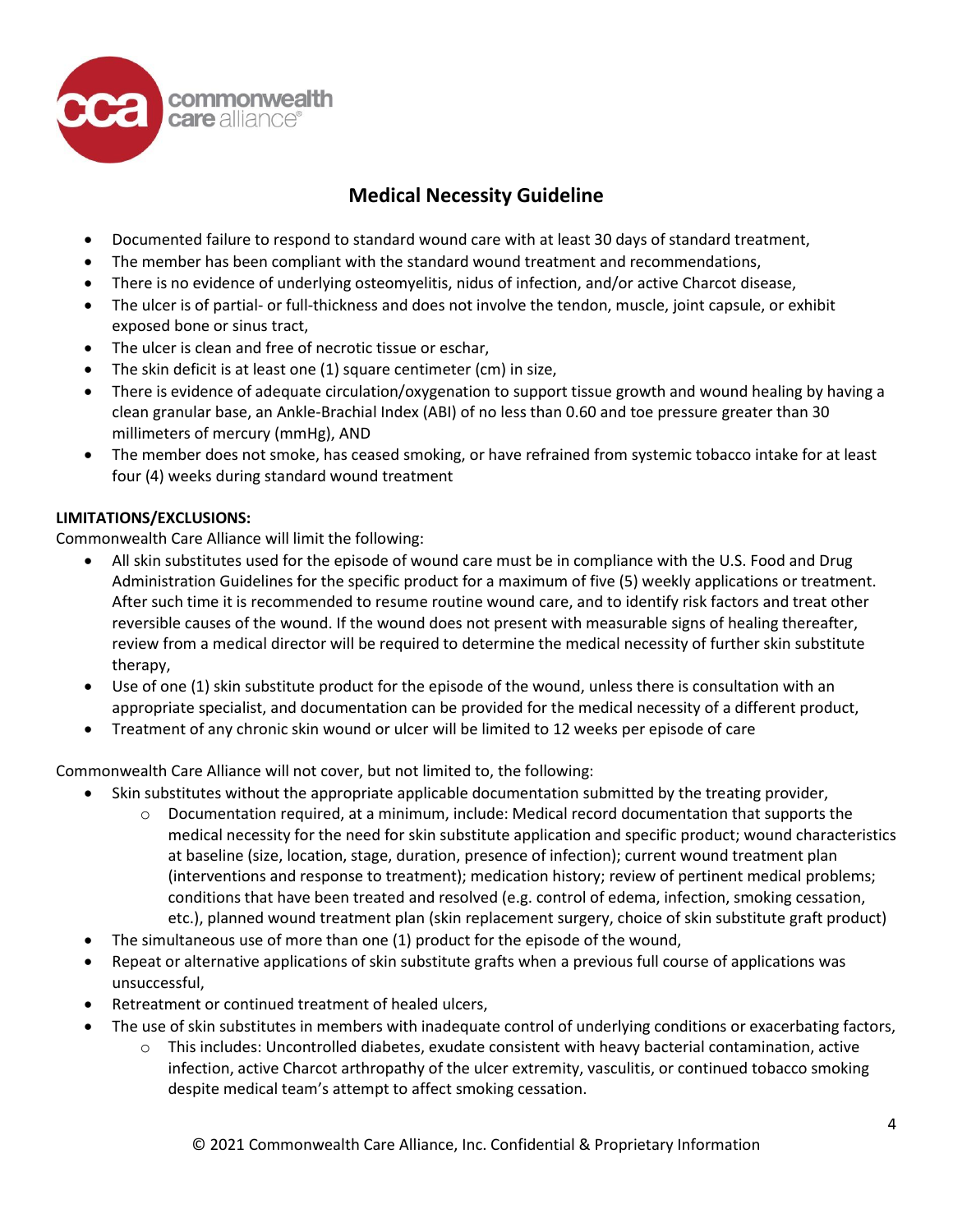## Medical Necessity Guideline

- Documented failure to respond to standard wound care with at least 30 days of standard treatment,
- The member has been compliant with the standard wound treatment and recommendations,
- There is no evidence of underlying osteomyelitis, nidus of infection, and/or active Charcot disease,
- The ulcer is of partial- or full-thickness and does not involve the tendon, muscle, joint capsule, or exhibit exposed bone or sinus tract,
- The ulcer is clean and free of necrotic tissue or eschar,
- The skin deficit is at least one (1) square centimeter (cm) in size,
- There is evidence of adequate circulation/oxygenation to support tissue growth and wound healing by having a clean granular base, an Ankle-Brachial Index (ABI) of no less than 0.60 and toe pressure greater than 30 millimeters of mercury (mmHg), AND
- The member does not smoke, has ceased smoking, or have refrained from systemic tobacco intake for at least four (4) weeks during standard wound treatment

**LIMITATIONS/EXCLUSIONS:**

Commonwealth Care Alliance will limit the following:

- All skin substitutes used for the episode of wound care must be in compliance with the U.S. Food and Drug Administration Guidelines for the specific product for a maximum of five (5) weekly applications or treatment. After such time it is recommended to resume routine wound care, and to identify risk factors and treat other reversible causes of the wound. If the wound does not present with measurable signs of healing thereafter, review from a medical director will be required to determine the medical necessity of further skin substitute therapy,
- Use of one (1) skin substitute product for the episode of the wound, unless there is consultation with an appropriate specialist, and documentation can be provided for the medical necessity of a different product,
- Treatment of any chronic skin wound or ulcer will be limited to 12 weeks per episode of care

Commonwealth Care Alliance will not cover, but not limited to, the following:

- Skin substitutes without the appropriate applicable documentation submitted by the treating provider,
  - Documentation required, at a minimum, include: Medical record documentation that supports the medical necessity for the need for skin substitute application and specific product; wound characteristics at baseline (size, location, stage, duration, presence of infection); current wound treatment plan (interventions and response to treatment); medication history; review of pertinent medical problems; conditions that have been treated and resolved (e.g. control of edema, infection, smoking cessation, etc.), planned wound treatment plan (skin replacement surgery, choice of skin substitute graft product)
- The simultaneous use of more than one (1) product for the episode of the wound,
- Repeat or alternative applications of skin substitute grafts when a previous full course of applications was unsuccessful,
- Retreatment or continued treatment of healed ulcers,
- The use of skin substitutes in members with inadequate control of underlying conditions or exacerbating factors,
  - This includes: Uncontrolled diabetes, exudate consistent with heavy bacterial contamination, active infection, active Charcot arthropathy of the ulcer extremity, vasculitis, or continued tobacco smoking despite medical team's attempt to affect smoking cessation.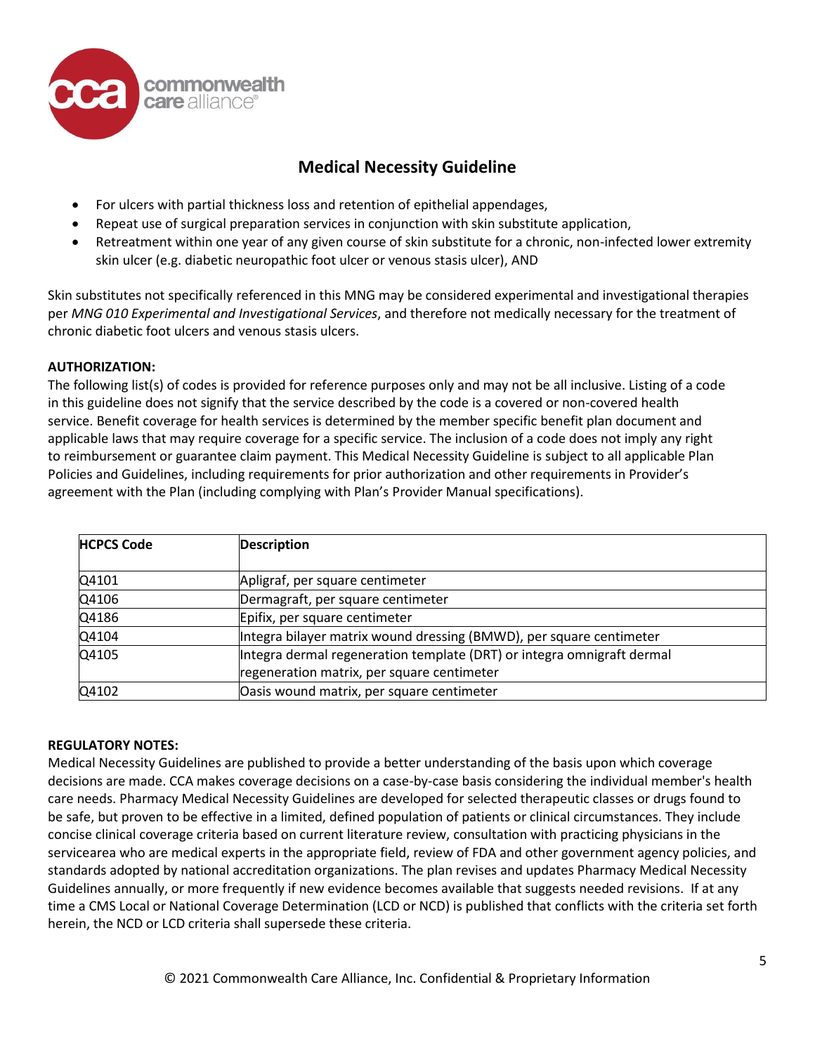# Medical Necessity Guideline

- For ulcers with partial thickness loss and retention of epithelial appendages,
- Repeat use of surgical preparation services in conjunction with skin substitute application,
- Retreatment within one year of any given course of skin substitute for a chronic, non-infected lower extremity skin ulcer (e.g. diabetic neuropathic foot ulcer or venous stasis ulcer), AND

Skin substitutes not specifically referenced in this MNG may be considered experimental and investigational therapies per *MNG 010 Experimental and Investigational Services*, and therefore not medically necessary for the treatment of chronic diabetic foot ulcers and venous stasis ulcers.

**AUTHORIZATION:**

The following list(s) of codes is provided for reference purposes only and may not be all inclusive. Listing of a code in this guideline does not signify that the service described by the code is a covered or non-covered health service. Benefit coverage for health services is determined by the member specific benefit plan document and applicable laws that may require coverage for a specific service. The inclusion of a code does not imply any right to reimbursement or guarantee claim payment. This Medical Necessity Guideline is subject to all applicable Plan Policies and Guidelines, including requirements for prior authorization and other requirements in Provider's agreement with the Plan (including complying with Plan's Provider Manual specifications).

| HCPCS Code | Description |
|---|---|
| Q4101 | Apligraf, per square centimeter |
| Q4106 | Dermagraft, per square centimeter |
| Q4186 | Epifix, per square centimeter |
| Q4104 | Integra bilayer matrix wound dressing (BMWD), per square centimeter |
| Q4105 | Integra dermal regeneration template (DRT) or integra omnigraft dermal regeneration matrix, per square centimeter |
| Q4102 | Oasis wound matrix, per square centimeter |

**REGULATORY NOTES:**

Medical Necessity Guidelines are published to provide a better understanding of the basis upon which coverage decisions are made. CCA makes coverage decisions on a case-by-case basis considering the individual member's health care needs. Pharmacy Medical Necessity Guidelines are developed for selected therapeutic classes or drugs found to be safe, but proven to be effective in a limited, defined population of patients or clinical circumstances. They include concise clinical coverage criteria based on current literature review, consultation with practicing physicians in the servicearea who are medical experts in the appropriate field, review of FDA and other government agency policies, and standards adopted by national accreditation organizations. The plan revises and updates Pharmacy Medical Necessity Guidelines annually, or more frequently if new evidence becomes available that suggests needed revisions. If at any time a CMS Local or National Coverage Determination (LCD or NCD) is published that conflicts with the criteria set forth herein, the NCD or LCD criteria shall supersede these criteria.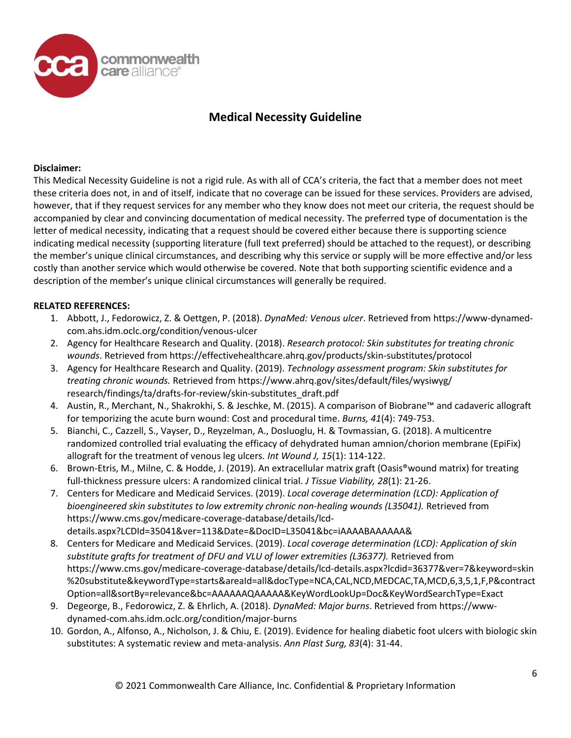# Medical Necessity Guideline

**Disclaimer:**

This Medical Necessity Guideline is not a rigid rule. As with all of CCA's criteria, the fact that a member does not meet these criteria does not, in and of itself, indicate that no coverage can be issued for these services. Providers are advised, however, that if they request services for any member who they know does not meet our criteria, the request should be accompanied by clear and convincing documentation of medical necessity. The preferred type of documentation is the letter of medical necessity, indicating that a request should be covered either because there is supporting science indicating medical necessity (supporting literature (full text preferred) should be attached to the request), or describing the member's unique clinical circumstances, and describing why this service or supply will be more effective and/or less costly than another service which would otherwise be covered. Note that both supporting scientific evidence and a description of the member's unique clinical circumstances will generally be required.

**RELATED REFERENCES:**

1. Abbott, J., Fedorowicz, Z. & Oettgen, P. (2018). *DynaMed: Venous ulcer*. Retrieved from https://www-dynamed-com.ahs.idm.oclc.org/condition/venous-ulcer
2. Agency for Healthcare Research and Quality. (2018). *Research protocol: Skin substitutes for treating chronic wounds*. Retrieved from https://effectivehealthcare.ahrq.gov/products/skin-substitutes/protocol
3. Agency for Healthcare Research and Quality. (2019). *Technology assessment program: Skin substitutes for treating chronic wounds.* Retrieved from https://www.ahrq.gov/sites/default/files/wysiwyg/research/findings/ta/drafts-for-review/skin-substitutes_draft.pdf
4. Austin, R., Merchant, N., Shakrokhi, S. & Jeschke, M. (2015). A comparison of Biobrane™ and cadaveric allograft for temporizing the acute burn wound: Cost and procedural time. *Burns, 41*(4): 749-753.
5. Bianchi, C., Cazzell, S., Vayser, D., Reyzelman, A., Dosluoglu, H. & Tovmassian, G. (2018). A multicentre randomized controlled trial evaluating the efficacy of dehydrated human amnion/chorion membrane (EpiFix) allograft for the treatment of venous leg ulcers. *Int Wound J, 15*(1): 114-122.
6. Brown-Etris, M., Milne, C. & Hodde, J. (2019). An extracellular matrix graft (Oasis®wound matrix) for treating full-thickness pressure ulcers: A randomized clinical trial. *J Tissue Viability, 28*(1): 21-26.
7. Centers for Medicare and Medicaid Services. (2019). *Local coverage determination (LCD): Application of bioengineered skin substitutes to low extremity chronic non-healing wounds (L35041).* Retrieved from https://www.cms.gov/medicare-coverage-database/details/lcd-details.aspx?LCDId=35041&ver=113&Date=&DocID=L35041&bc=iAAAABAAAAAA&
8. Centers for Medicare and Medicaid Services. (2019). *Local coverage determination (LCD): Application of skin substitute grafts for treatment of DFU and VLU of lower extremities (L36377).* Retrieved from https://www.cms.gov/medicare-coverage-database/details/lcd-details.aspx?lcdid=36377&ver=7&keyword=skin%20substitute&keywordType=starts&areaId=all&docType=NCA,CAL,NCD,MEDCAC,TA,MCD,6,3,5,1,F,P&contractOption=all&sortBy=relevance&bc=AAAAAAQAAAAA&KeyWordLookUp=Doc&KeyWordSearchType=Exact
9. Degeorge, B., Fedorowicz, Z. & Ehrlich, A. (2018). *DynaMed: Major burns*. Retrieved from https://www-dynamed-com.ahs.idm.oclc.org/condition/major-burns
10. Gordon, A., Alfonso, A., Nicholson, J. & Chiu, E. (2019). Evidence for healing diabetic foot ulcers with biologic skin substitutes: A systematic review and meta-analysis. *Ann Plast Surg, 83*(4): 31-44.

© 2021 Commonwealth Care Alliance, Inc. Confidential & Proprietary Information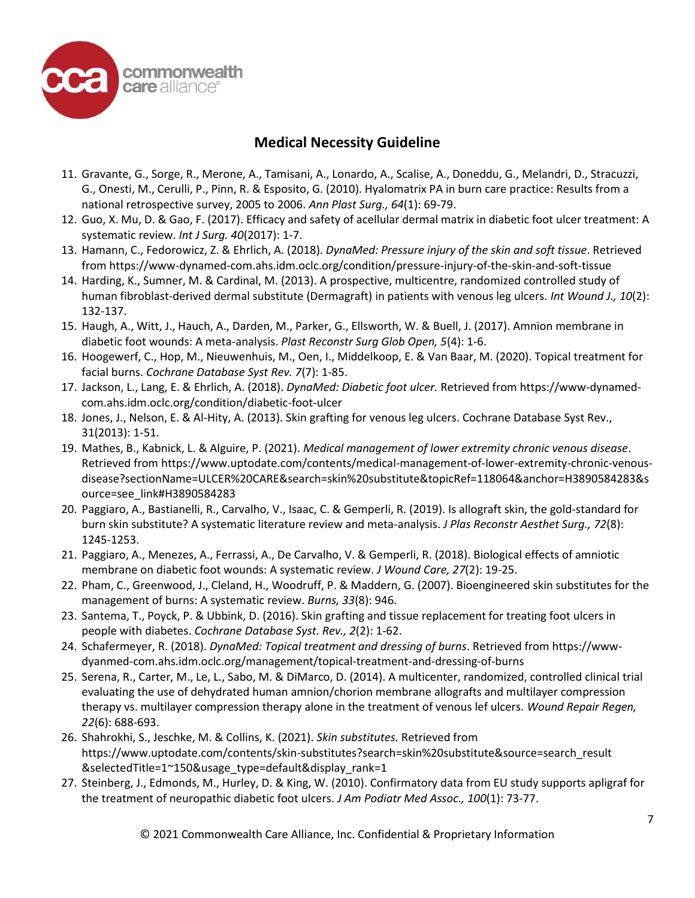## Medical Necessity Guideline

11. Gravante, G., Sorge, R., Merone, A., Tamisani, A., Lonardo, A., Scalise, A., Doneddu, G., Melandri, D., Stracuzzi, G., Onesti, M., Cerulli, P., Pinn, R. & Esposito, G. (2010). Hyalomatrix PA in burn care practice: Results from a national retrospective survey, 2005 to 2006. *Ann Plast Surg., 64*(1): 69-79.
12. Guo, X. Mu, D. & Gao, F. (2017). Efficacy and safety of acellular dermal matrix in diabetic foot ulcer treatment: A systematic review. *Int J Surg. 40*(2017): 1-7.
13. Hamann, C., Fedorowicz, Z. & Ehrlich, A. (2018). *DynaMed: Pressure injury of the skin and soft tissue*. Retrieved from https://www-dynamed-com.ahs.idm.oclc.org/condition/pressure-injury-of-the-skin-and-soft-tissue
14. Harding, K., Sumner, M. & Cardinal, M. (2013). A prospective, multicentre, randomized controlled study of human fibroblast-derived dermal substitute (Dermagraft) in patients with venous leg ulcers. *Int Wound J., 10*(2): 132-137.
15. Haugh, A., Witt, J., Hauch, A., Darden, M., Parker, G., Ellsworth, W. & Buell, J. (2017). Amnion membrane in diabetic foot wounds: A meta-analysis. *Plast Reconstr Surg Glob Open, 5*(4): 1-6.
16. Hoogewerf, C., Hop, M., Nieuwenhuis, M., Oen, I., Middelkoop, E. & Van Baar, M. (2020). Topical treatment for facial burns. *Cochrane Database Syst Rev. 7*(7): 1-85.
17. Jackson, L., Lang, E. & Ehrlich, A. (2018). *DynaMed: Diabetic foot ulcer.* Retrieved from https://www-dynamed-com.ahs.idm.oclc.org/condition/diabetic-foot-ulcer
18. Jones, J., Nelson, E. & Al-Hity, A. (2013). Skin grafting for venous leg ulcers. Cochrane Database Syst Rev., 31(2013): 1-51.
19. Mathes, B., Kabnick, L. & Alguire, P. (2021). *Medical management of lower extremity chronic venous disease*. Retrieved from https://www.uptodate.com/contents/medical-management-of-lower-extremity-chronic-venous-disease?sectionName=ULCER%20CARE&search=skin%20substitute&topicRef=118064&anchor=H3890584283&source=see_link#H3890584283
20. Paggiaro, A., Bastianelli, R., Carvalho, V., Isaac, C. & Gemperli, R. (2019). Is allograft skin, the gold-standard for burn skin substitute? A systematic literature review and meta-analysis. *J Plas Reconstr Aesthet Surg., 72*(8): 1245-1253.
21. Paggiaro, A., Menezes, A., Ferrassi, A., De Carvalho, V. & Gemperli, R. (2018). Biological effects of amniotic membrane on diabetic foot wounds: A systematic review. *J Wound Care, 27*(2): 19-25.
22. Pham, C., Greenwood, J., Cleland, H., Woodruff, P. & Maddern, G. (2007). Bioengineered skin substitutes for the management of burns: A systematic review. *Burns, 33*(8): 946.
23. Santema, T., Poyck, P. & Ubbink, D. (2016). Skin grafting and tissue replacement for treating foot ulcers in people with diabetes. *Cochrane Database Syst. Rev., 2*(2): 1-62.
24. Schafermeyer, R. (2018). *DynaMed: Topical treatment and dressing of burns*. Retrieved from https://www-dyanmed-com.ahs.idm.oclc.org/management/topical-treatment-and-dressing-of-burns
25. Serena, R., Carter, M., Le, L., Sabo, M. & DiMarco, D. (2014). A multicenter, randomized, controlled clinical trial evaluating the use of dehydrated human amnion/chorion membrane allografts and multilayer compression therapy vs. multilayer compression therapy alone in the treatment of venous lef ulcers. *Wound Repair Regen, 22*(6): 688-693.
26. Shahrokhi, S., Jeschke, M. & Collins, K. (2021). *Skin substitutes.* Retrieved from https://www.uptodate.com/contents/skin-substitutes?search=skin%20substitute&source=search_result&selectedTitle=1~150&usage_type=default&display_rank=1
27. Steinberg, J., Edmonds, M., Hurley, D. & King, W. (2010). Confirmatory data from EU study supports apligraf for the treatment of neuropathic diabetic foot ulcers. *J Am Podiatr Med Assoc., 100*(1): 73-77.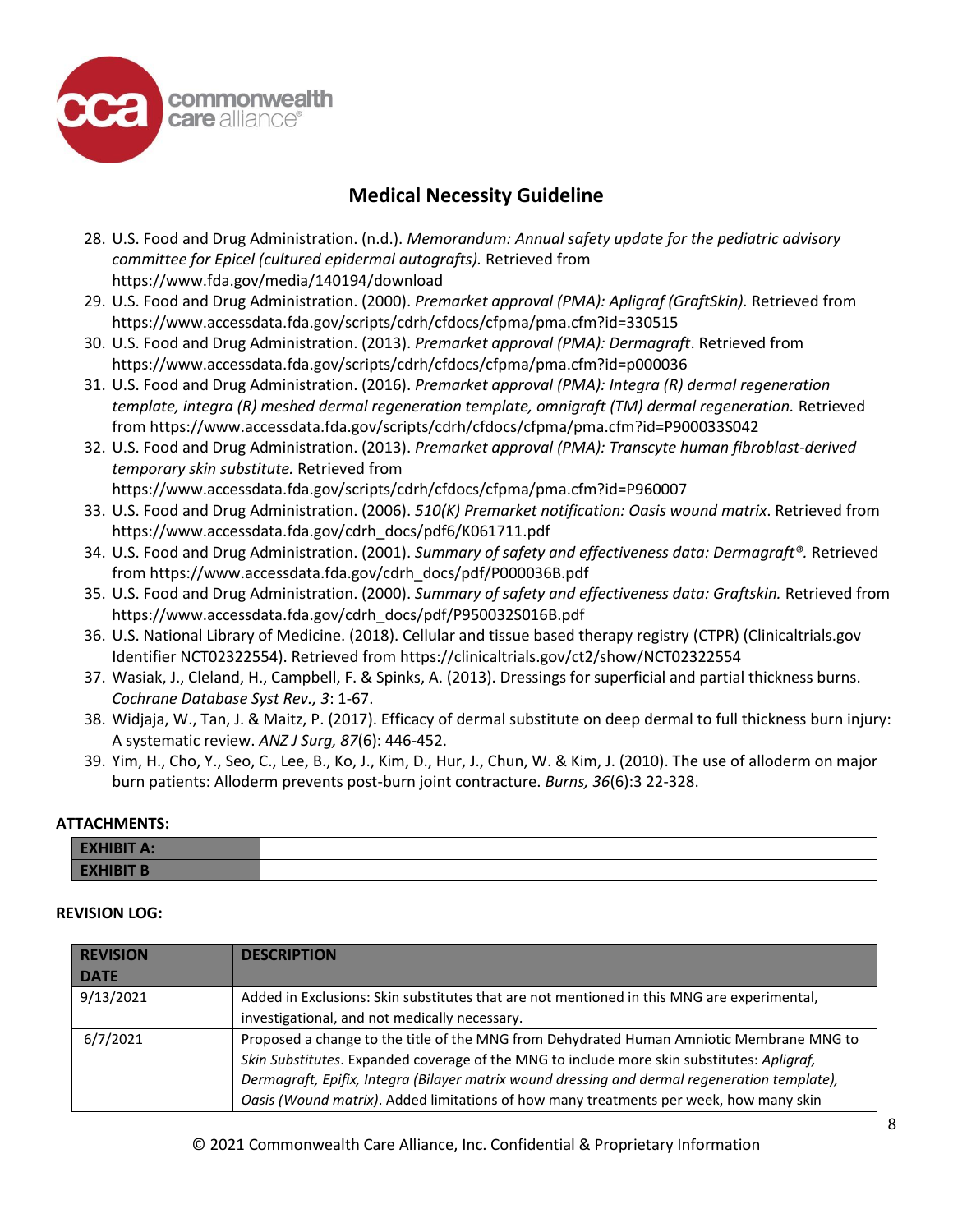28. U.S. Food and Drug Administration. (n.d.). *Memorandum: Annual safety update for the pediatric advisory committee for Epicel (cultured epidermal autografts).* Retrieved from https://www.fda.gov/media/140194/download
29. U.S. Food and Drug Administration. (2000). *Premarket approval (PMA): Apligraf (GraftSkin).* Retrieved from https://www.accessdata.fda.gov/scripts/cdrh/cfdocs/cfpma/pma.cfm?id=330515
30. U.S. Food and Drug Administration. (2013). *Premarket approval (PMA): Dermagraft*. Retrieved from https://www.accessdata.fda.gov/scripts/cdrh/cfdocs/cfpma/pma.cfm?id=p000036
31. U.S. Food and Drug Administration. (2016). *Premarket approval (PMA): Integra (R) dermal regeneration template, integra (R) meshed dermal regeneration template, omnigraft (TM) dermal regeneration.* Retrieved from https://www.accessdata.fda.gov/scripts/cdrh/cfdocs/cfpma/pma.cfm?id=P900033S042
32. U.S. Food and Drug Administration. (2013). *Premarket approval (PMA): Transcyte human fibroblast-derived temporary skin substitute.* Retrieved from https://www.accessdata.fda.gov/scripts/cdrh/cfdocs/cfpma/pma.cfm?id=P960007
33. U.S. Food and Drug Administration. (2006). *510(K) Premarket notification: Oasis wound matrix*. Retrieved from https://www.accessdata.fda.gov/cdrh_docs/pdf6/K061711.pdf
34. U.S. Food and Drug Administration. (2001). *Summary of safety and effectiveness data: Dermagraft®.* Retrieved from https://www.accessdata.fda.gov/cdrh_docs/pdf/P000036B.pdf
35. U.S. Food and Drug Administration. (2000). *Summary of safety and effectiveness data: Graftskin.* Retrieved from https://www.accessdata.fda.gov/cdrh_docs/pdf/P950032S016B.pdf
36. U.S. National Library of Medicine. (2018). Cellular and tissue based therapy registry (CTPR) (Clinicaltrials.gov Identifier NCT02322554). Retrieved from https://clinicaltrials.gov/ct2/show/NCT02322554
37. Wasiak, J., Cleland, H., Campbell, F. & Spinks, A. (2013). Dressings for superficial and partial thickness burns. *Cochrane Database Syst Rev., 3*: 1-67.
38. Widjaja, W., Tan, J. & Maitz, P. (2017). Efficacy of dermal substitute on deep dermal to full thickness burn injury: A systematic review. *ANZ J Surg, 87*(6): 446-452.
39. Yim, H., Cho, Y., Seo, C., Lee, B., Ko, J., Kim, D., Hur, J., Chun, W. & Kim, J. (2010). The use of alloderm on major burn patients: Alloderm prevents post-burn joint contracture. *Burns, 36*(6):3 22-328.

**ATTACHMENTS:**

| EXHIBIT A: | |
|---|---|
| EXHIBIT B | |

**REVISION LOG:**

| REVISION DATE | DESCRIPTION |
|---|---|
| 9/13/2021 | Added in Exclusions: Skin substitutes that are not mentioned in this MNG are experimental, investigational, and not medically necessary. |
| 6/7/2021 | Proposed a change to the title of the MNG from Dehydrated Human Amniotic Membrane MNG to *Skin Substitutes*. Expanded coverage of the MNG to include more skin substitutes: *Apligraf, Dermagraft, Epifix, Integra (Bilayer matrix wound dressing and dermal regeneration template), Oasis (Wound matrix)*. Added limitations of how many treatments per week, how many skin |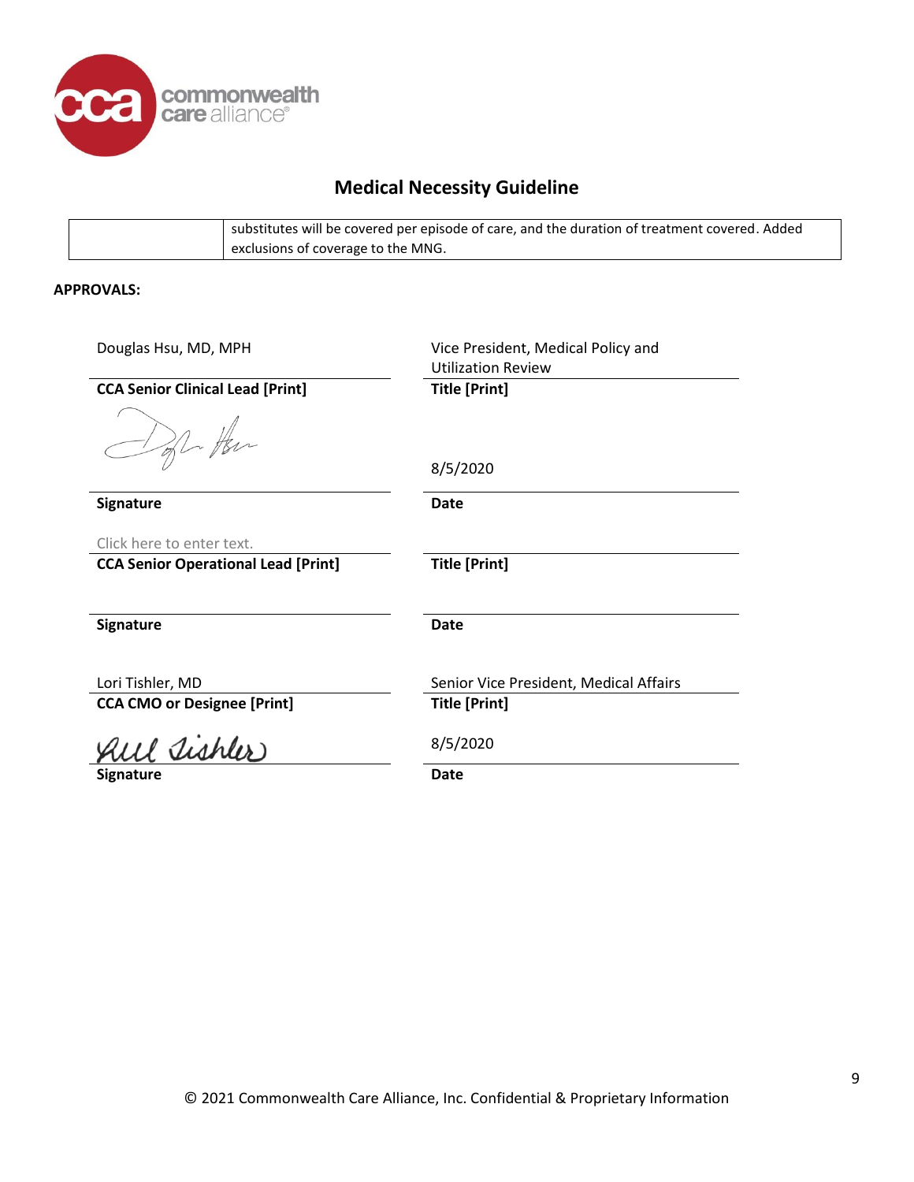## Medical Necessity Guideline

| | |
|---|---|
| | substitutes will be covered per episode of care, and the duration of treatment covered. Added exclusions of coverage to the MNG. |

**APPROVALS:**

| | |
|---|---|
| Douglas Hsu, MD, MPH | Vice President, Medical Policy and Utilization Review |
| **CCA Senior Clinical Lead [Print]** | **Title [Print]** |
| | 8/5/2020 |
| **Signature** | **Date** |
| Click here to enter text. | |
| **CCA Senior Operational Lead [Print]** | **Title [Print]** |
| | |
| **Signature** | **Date** |
| Lori Tishler, MD | Senior Vice President, Medical Affairs |
| **CCA CMO or Designee [Print]** | **Title [Print]** |
| | 8/5/2020 |
| **Signature** | **Date** |

© 2021 Commonwealth Care Alliance, Inc. Confidential & Proprietary Information